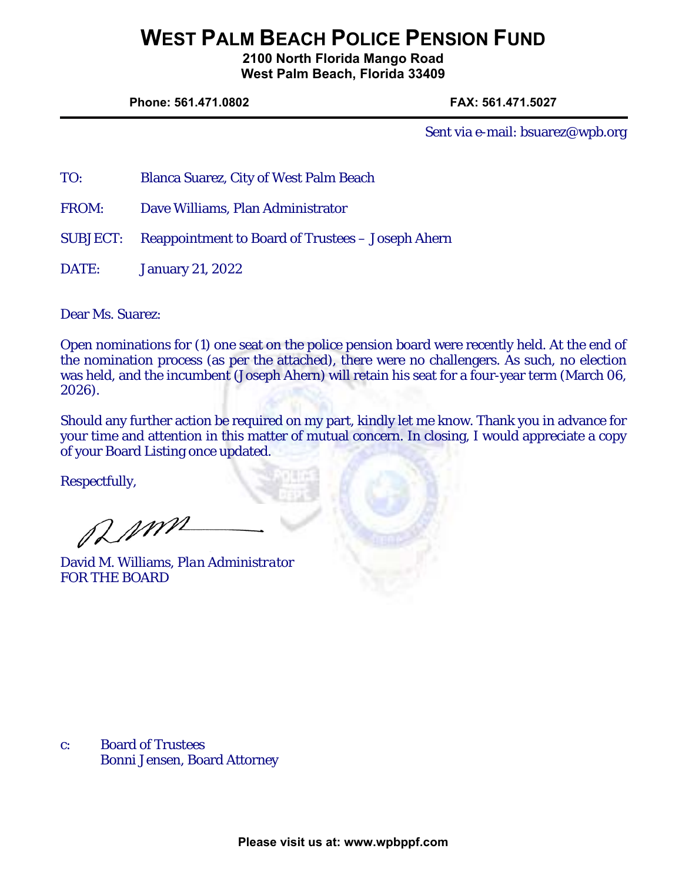# WEST PALM BEACH POLICE PENSION FUND

**2100 North Florida Mango Road**
**West Palm Beach, Florida 33409**

**Phone: 561.471.0802** **FAX: 561.471.5027**

Sent via e-mail: bsuarez@wpb.org

TO: Blanca Suarez, City of West Palm Beach

FROM: Dave Williams, Plan Administrator

SUBJECT: Reappointment to Board of Trustees – Joseph Ahern

DATE: January 21, 2022

Dear Ms. Suarez:

Open nominations for (1) one seat on the police pension board were recently held. At the end of the nomination process (as per the attached), there were no challengers. As such, no election was held, and the incumbent (Joseph Ahern) will retain his seat for a four-year term (March 06, 2026).

Should any further action be required on my part, kindly let me know. Thank you in advance for your time and attention in this matter of mutual concern. In closing, I would appreciate a copy of your Board Listing once updated.

Respectfully,

David M. Williams, *Plan Administrator*
FOR THE BOARD

c: Board of Trustees
Bonni Jensen, Board Attorney

**Please visit us at: www.wpbppf.com**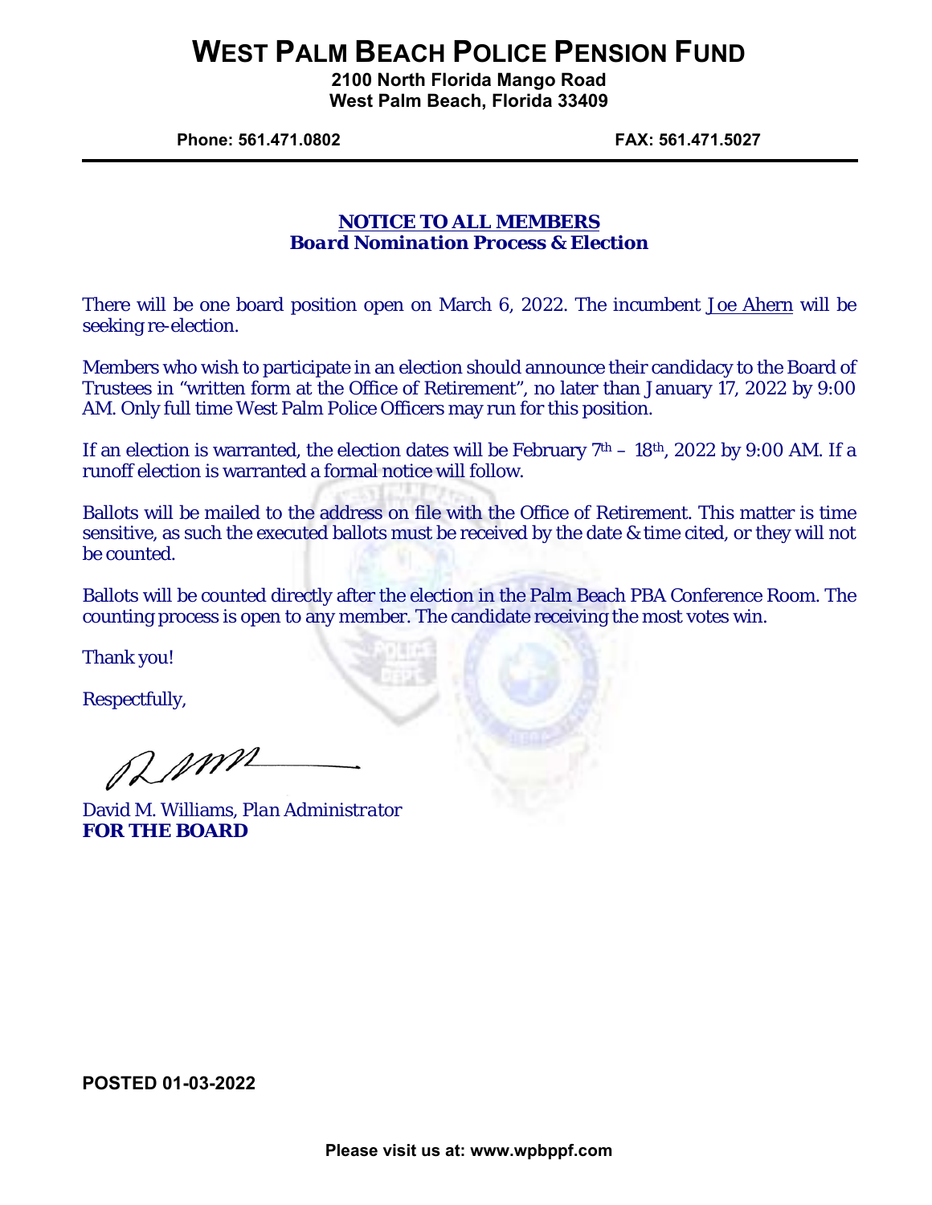# WEST PALM BEACH POLICE PENSION FUND

**2100 North Florida Mango Road**
**West Palm Beach, Florida 33409**

**Phone: 561.471.0802** **FAX: 561.471.5027**

---

## ***NOTICE TO ALL MEMBERS***
### ***Board Nomination Process & Election***

There will be one board position open on March 6, 2022. The incumbent Joe Ahern will be seeking re-election.

Members who wish to participate in an election should announce their candidacy to the Board of Trustees in "written form at the Office of Retirement", no later than January 17, 2022 by 9:00 AM. Only full time West Palm Police Officers may run for this position.

If an election is warranted, the election dates will be February 7th – 18th, 2022 by 9:00 AM. If a runoff election is warranted a formal notice will follow.

Ballots will be mailed to the address on file with the Office of Retirement. This matter is time sensitive, as such the executed ballots must be received by the date & time cited, or they will not be counted.

Ballots will be counted directly after the election in the Palm Beach PBA Conference Room. The counting process is open to any member. The candidate receiving the most votes win.

Thank you!

Respectfully,

*David M. Williams, Plan Administrator*
***FOR THE BOARD***

**POSTED 01-03-2022**

**Please visit us at: www.wpbppf.com**